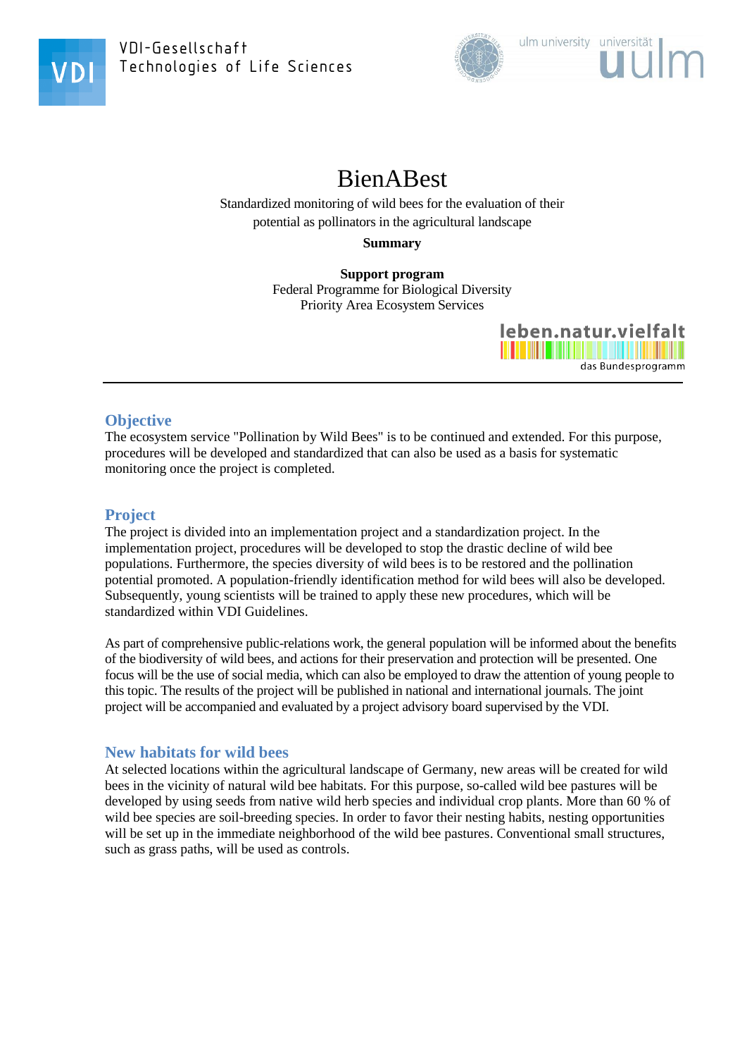VDI-Gesellschaft
Technologies of Life Sciences

ulm university universität ulm

# BienABest

Standardized monitoring of wild bees for the evaluation of their potential as pollinators in the agricultural landscape

**Summary**

**Support program**
Federal Programme for Biological Diversity
Priority Area Ecosystem Services

leben.natur.vielfalt
das Bundesprogramm

## Objective

The ecosystem service "Pollination by Wild Bees" is to be continued and extended. For this purpose, procedures will be developed and standardized that can also be used as a basis for systematic monitoring once the project is completed.

## Project

The project is divided into an implementation project and a standardization project. In the implementation project, procedures will be developed to stop the drastic decline of wild bee populations. Furthermore, the species diversity of wild bees is to be restored and the pollination potential promoted. A population-friendly identification method for wild bees will also be developed. Subsequently, young scientists will be trained to apply these new procedures, which will be standardized within VDI Guidelines.

As part of comprehensive public-relations work, the general population will be informed about the benefits of the biodiversity of wild bees, and actions for their preservation and protection will be presented. One focus will be the use of social media, which can also be employed to draw the attention of young people to this topic. The results of the project will be published in national and international journals. The joint project will be accompanied and evaluated by a project advisory board supervised by the VDI.

## New habitats for wild bees

At selected locations within the agricultural landscape of Germany, new areas will be created for wild bees in the vicinity of natural wild bee habitats. For this purpose, so-called wild bee pastures will be developed by using seeds from native wild herb species and individual crop plants. More than 60 % of wild bee species are soil-breeding species. In order to favor their nesting habits, nesting opportunities will be set up in the immediate neighborhood of the wild bee pastures. Conventional small structures, such as grass paths, will be used as controls.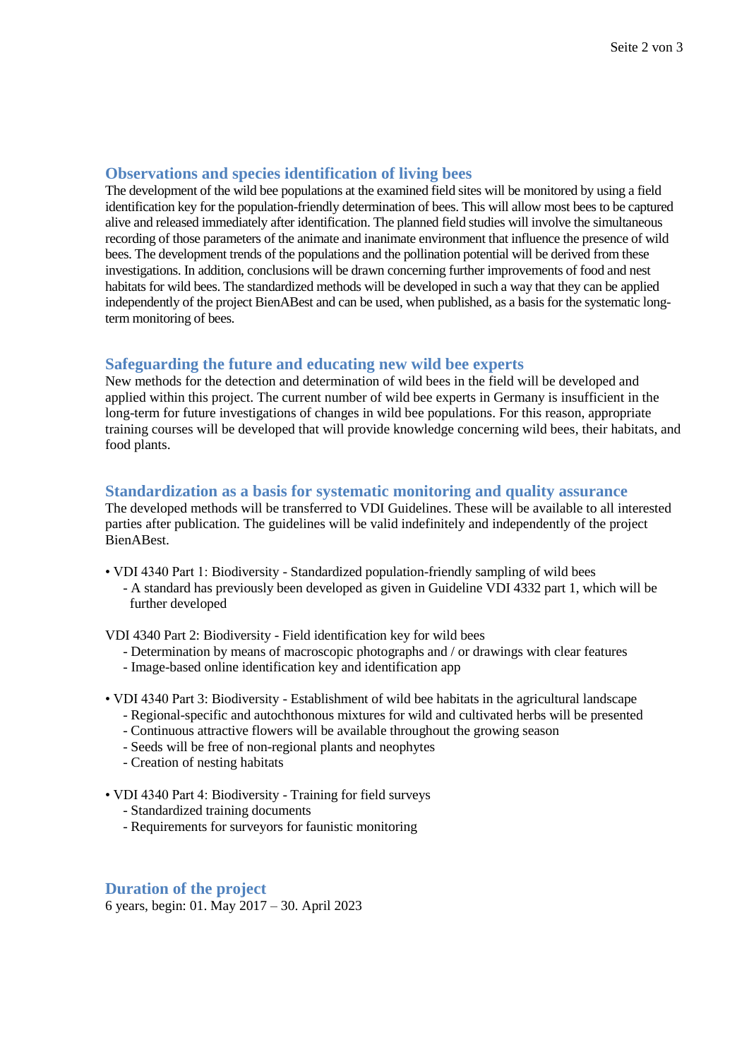## Observations and species identification of living bees

The development of the wild bee populations at the examined field sites will be monitored by using a field identification key for the population-friendly determination of bees. This will allow most bees to be captured alive and released immediately after identification. The planned field studies will involve the simultaneous recording of those parameters of the animate and inanimate environment that influence the presence of wild bees. The development trends of the populations and the pollination potential will be derived from these investigations. In addition, conclusions will be drawn concerning further improvements of food and nest habitats for wild bees. The standardized methods will be developed in such a way that they can be applied independently of the project BienABest and can be used, when published, as a basis for the systematic long-term monitoring of bees.

## Safeguarding the future and educating new wild bee experts

New methods for the detection and determination of wild bees in the field will be developed and applied within this project. The current number of wild bee experts in Germany is insufficient in the long-term for future investigations of changes in wild bee populations. For this reason, appropriate training courses will be developed that will provide knowledge concerning wild bees, their habitats, and food plants.

## Standardization as a basis for systematic monitoring and quality assurance

The developed methods will be transferred to VDI Guidelines. These will be available to all interested parties after publication. The guidelines will be valid indefinitely and independently of the project BienABest.

• VDI 4340 Part 1: Biodiversity - Standardized population-friendly sampling of wild bees
  - A standard has previously been developed as given in Guideline VDI 4332 part 1, which will be further developed

VDI 4340 Part 2: Biodiversity - Field identification key for wild bees
  - Determination by means of macroscopic photographs and / or drawings with clear features
  - Image-based online identification key and identification app

• VDI 4340 Part 3: Biodiversity - Establishment of wild bee habitats in the agricultural landscape
  - Regional-specific and autochthonous mixtures for wild and cultivated herbs will be presented
  - Continuous attractive flowers will be available throughout the growing season
  - Seeds will be free of non-regional plants and neophytes
  - Creation of nesting habitats

• VDI 4340 Part 4: Biodiversity - Training for field surveys
  - Standardized training documents
  - Requirements for surveyors for faunistic monitoring

## Duration of the project

6 years, begin: 01. May 2017 – 30. April 2023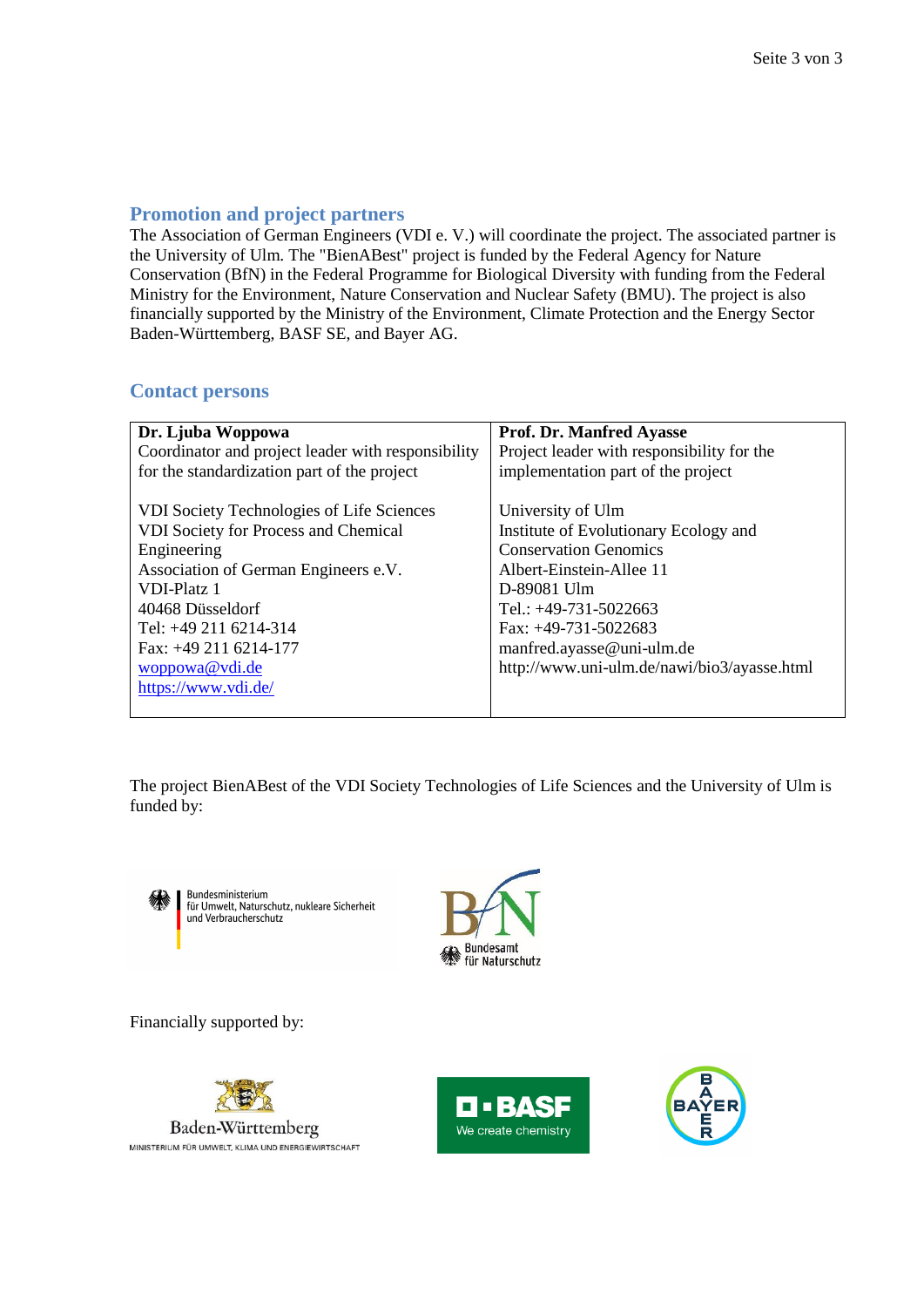## Promotion and project partners

The Association of German Engineers (VDI e. V.) will coordinate the project. The associated partner is the University of Ulm. The "BienABest" project is funded by the Federal Agency for Nature Conservation (BfN) in the Federal Programme for Biological Diversity with funding from the Federal Ministry for the Environment, Nature Conservation and Nuclear Safety (BMU). The project is also financially supported by the Ministry of the Environment, Climate Protection and the Energy Sector Baden-Württemberg, BASF SE, and Bayer AG.

## Contact persons

| | |
|---|---|
| **Dr. Ljuba Woppowa**<br>Coordinator and project leader with responsibility for the standardization part of the project<br><br>VDI Society Technologies of Life Sciences<br>VDI Society for Process and Chemical Engineering<br>Association of German Engineers e.V.<br>VDI-Platz 1<br>40468 Düsseldorf<br>Tel: +49 211 6214-314<br>Fax: +49 211 6214-177<br>woppowa@vdi.de<br>https://www.vdi.de/ | **Prof. Dr. Manfred Ayasse**<br>Project leader with responsibility for the implementation part of the project<br><br>University of Ulm<br>Institute of Evolutionary Ecology and Conservation Genomics<br>Albert-Einstein-Allee 11<br>D-89081 Ulm<br>Tel.: +49-731-5022663<br>Fax: +49-731-5022683<br>manfred.ayasse@uni-ulm.de<br>http://www.uni-ulm.de/nawi/bio3/ayasse.html |

The project BienABest of the VDI Society Technologies of Life Sciences and the University of Ulm is funded by:

Bundesministerium für Umwelt, Naturschutz, nukleare Sicherheit und Verbraucherschutz

BfN Bundesamt für Naturschutz

Financially supported by:

Baden-Württemberg MINISTERIUM FÜR UMWELT, KLIMA UND ENERGIEWIRTSCHAFT

BASF We create chemistry

BAYER